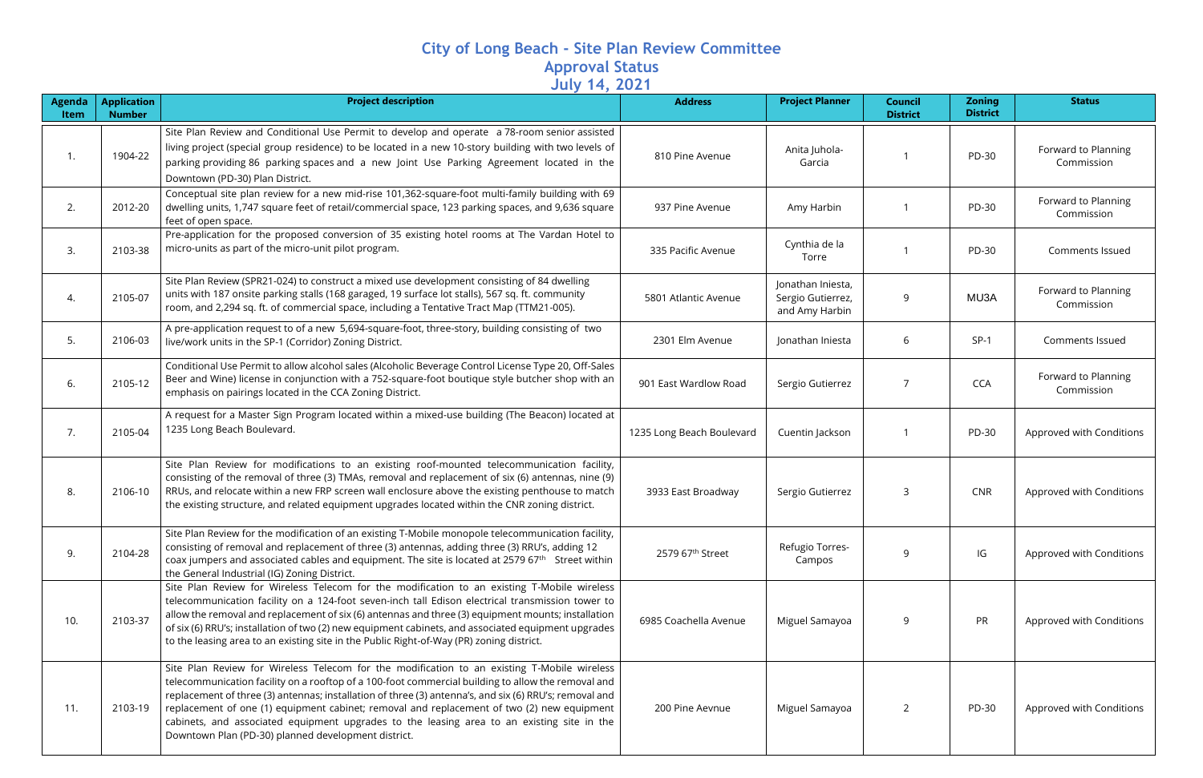# City of Long Beach - Site Plan Review Committee
## Approval Status
## July 14, 2021

| Agenda Item | Application Number | Project description | Address | Project Planner | Council District | Zoning District | Status |
|---|---|---|---|---|---|---|---|
| 1. | 1904-22 | Site Plan Review and Conditional Use Permit to develop and operate a 78-room senior assisted living project (special group residence) to be located in a new 10-story building with two levels of parking providing 86 parking spaces and a new Joint Use Parking Agreement located in the Downtown (PD-30) Plan District. | 810 Pine Avenue | Anita Juhola-Garcia | 1 | PD-30 | Forward to Planning Commission |
| 2. | 2012-20 | Conceptual site plan review for a new mid-rise 101,362-square-foot multi-family building with 69 dwelling units, 1,747 square feet of retail/commercial space, 123 parking spaces, and 9,636 square feet of open space. | 937 Pine Avenue | Amy Harbin | 1 | PD-30 | Forward to Planning Commission |
| 3. | 2103-38 | Pre-application for the proposed conversion of 35 existing hotel rooms at The Vardan Hotel to micro-units as part of the micro-unit pilot program. | 335 Pacific Avenue | Cynthia de la Torre | 1 | PD-30 | Comments Issued |
| 4. | 2105-07 | Site Plan Review (SPR21-024) to construct a mixed use development consisting of 84 dwelling units with 187 onsite parking stalls (168 garaged, 19 surface lot stalls), 567 sq. ft. community room, and 2,294 sq. ft. of commercial space, including a Tentative Tract Map (TTM21-005). | 5801 Atlantic Avenue | Jonathan Iniesta, Sergio Gutierrez, and Amy Harbin | 9 | MU3A | Forward to Planning Commission |
| 5. | 2106-03 | A pre-application request to of a new 5,694-square-foot, three-story, building consisting of two live/work units in the SP-1 (Corridor) Zoning District. | 2301 Elm Avenue | Jonathan Iniesta | 6 | SP-1 | Comments Issued |
| 6. | 2105-12 | Conditional Use Permit to allow alcohol sales (Alcoholic Beverage Control License Type 20, Off-Sales Beer and Wine) license in conjunction with a 752-square-foot boutique style butcher shop with an emphasis on pairings located in the CCA Zoning District. | 901 East Wardlow Road | Sergio Gutierrez | 7 | CCA | Forward to Planning Commission |
| 7. | 2105-04 | A request for a Master Sign Program located within a mixed-use building (The Beacon) located at 1235 Long Beach Boulevard. | 1235 Long Beach Boulevard | Cuentin Jackson | 1 | PD-30 | Approved with Conditions |
| 8. | 2106-10 | Site Plan Review for modifications to an existing roof-mounted telecommunication facility, consisting of the removal of three (3) TMAs, removal and replacement of six (6) antennas, nine (9) RRUs, and relocate within a new FRP screen wall enclosure above the existing penthouse to match the existing structure, and related equipment upgrades located within the CNR zoning district. | 3933 East Broadway | Sergio Gutierrez | 3 | CNR | Approved with Conditions |
| 9. | 2104-28 | Site Plan Review for the modification of an existing T-Mobile monopole telecommunication facility, consisting of removal and replacement of three (3) antennas, adding three (3) RRU's, adding 12 coax jumpers and associated cables and equipment. The site is located at 2579 67th Street within the General Industrial (IG) Zoning District. | 2579 67th Street | Refugio Torres-Campos | 9 | IG | Approved with Conditions |
| 10. | 2103-37 | Site Plan Review for Wireless Telecom for the modification to an existing T-Mobile wireless telecommunication facility on a 124-foot seven-inch tall Edison electrical transmission tower to allow the removal and replacement of six (6) antennas and three (3) equipment mounts; installation of six (6) RRU's; installation of two (2) new equipment cabinets, and associated equipment upgrades to the leasing area to an existing site in the Public Right-of-Way (PR) zoning district. | 6985 Coachella Avenue | Miguel Samayoa | 9 | PR | Approved with Conditions |
| 11. | 2103-19 | Site Plan Review for Wireless Telecom for the modification to an existing T-Mobile wireless telecommunication facility on a rooftop of a 100-foot commercial building to allow the removal and replacement of three (3) antennas; installation of three (3) antenna's, and six (6) RRU's; removal and replacement of one (1) equipment cabinet; removal and replacement of two (2) new equipment cabinets, and associated equipment upgrades to the leasing area to an existing site in the Downtown Plan (PD-30) planned development district. | 200 Pine Aevnue | Miguel Samayoa | 2 | PD-30 | Approved with Conditions |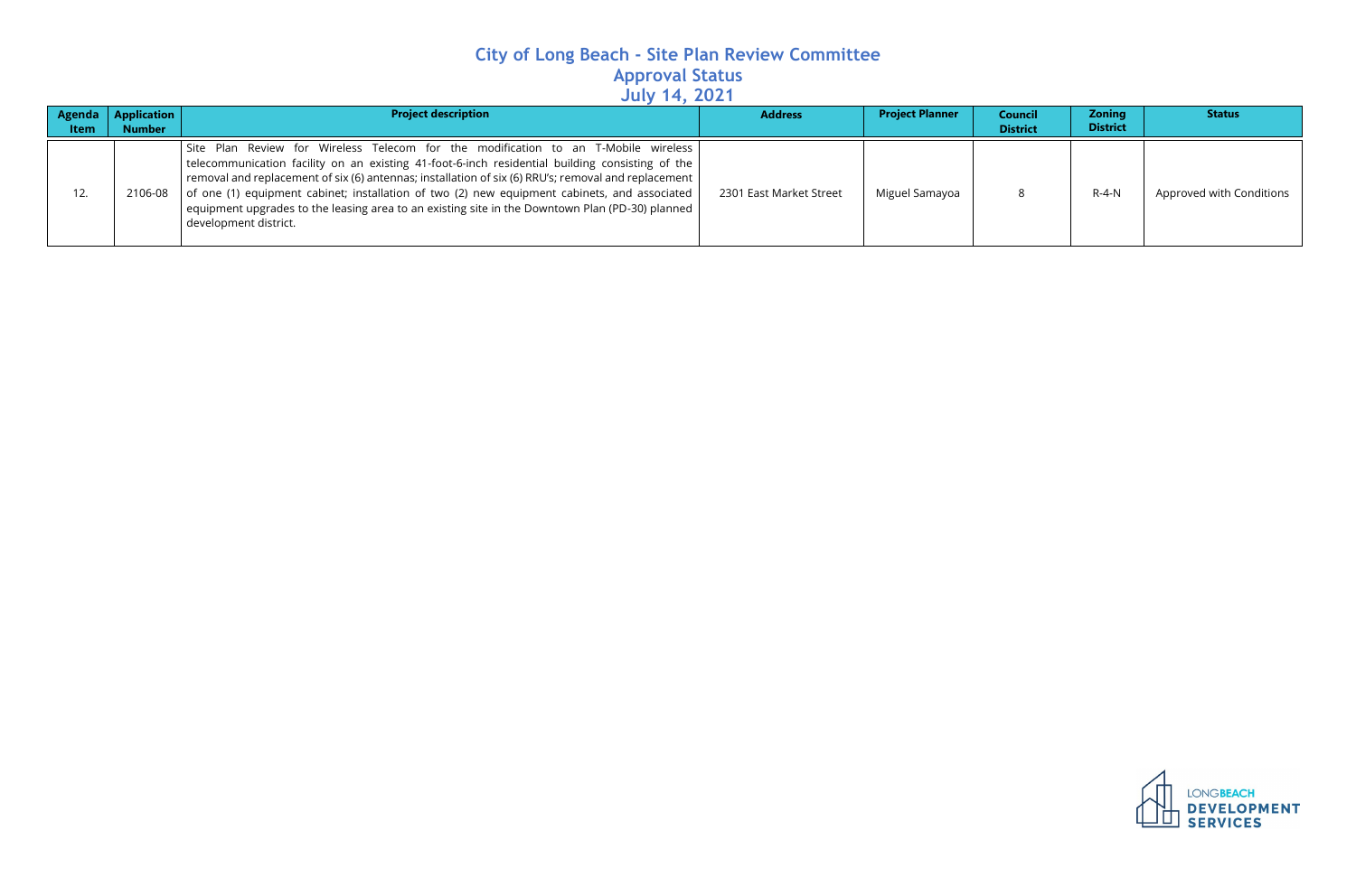# City of Long Beach - Site Plan Review Committee
## Approval Status
## July 14, 2021

| Agenda Item | Application Number | Project description | Address | Project Planner | Council District | Zoning District | Status |
|---|---|---|---|---|---|---|---|
| 12. | 2106-08 | Site Plan Review for Wireless Telecom for the modification to an T-Mobile wireless telecommunication facility on an existing 41-foot-6-inch residential building consisting of the removal and replacement of six (6) antennas; installation of six (6) RRU's; removal and replacement of one (1) equipment cabinet; installation of two (2) new equipment cabinets, and associated equipment upgrades to the leasing area to an existing site in the Downtown Plan (PD-30) planned development district. | 2301 East Market Street | Miguel Samayoa | 8 | R-4-N | Approved with Conditions |

LONGBEACH DEVELOPMENT SERVICES